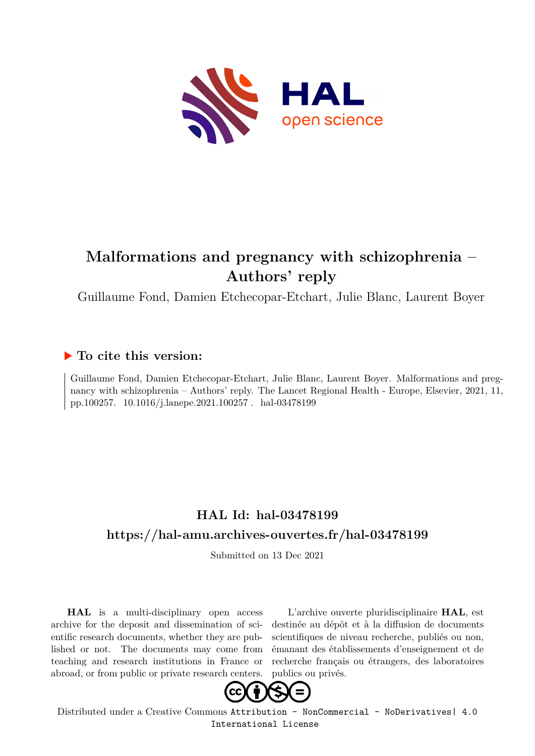# Malformations and pregnancy with schizophrenia – Authors' reply

Guillaume Fond, Damien Etchecopar-Etchart, Julie Blanc, Laurent Boyer

## ▶ To cite this version:

Guillaume Fond, Damien Etchecopar-Etchart, Julie Blanc, Laurent Boyer. Malformations and pregnancy with schizophrenia – Authors' reply. The Lancet Regional Health - Europe, Elsevier, 2021, 11, pp.100257. 10.1016/j.lanepe.2021.100257 . hal-03478199

## HAL Id: hal-03478199

## https://hal-amu.archives-ouvertes.fr/hal-03478199

Submitted on 13 Dec 2021

**HAL** is a multi-disciplinary open access archive for the deposit and dissemination of scientific research documents, whether they are published or not. The documents may come from teaching and research institutions in France or abroad, or from public or private research centers.

L'archive ouverte pluridisciplinaire **HAL**, est destinée au dépôt et à la diffusion de documents scientifiques de niveau recherche, publiés ou non, émanant des établissements d'enseignement et de recherche français ou étrangers, des laboratoires publics ou privés.

Distributed under a Creative Commons Attribution - NonCommercial - NoDerivatives| 4.0 International License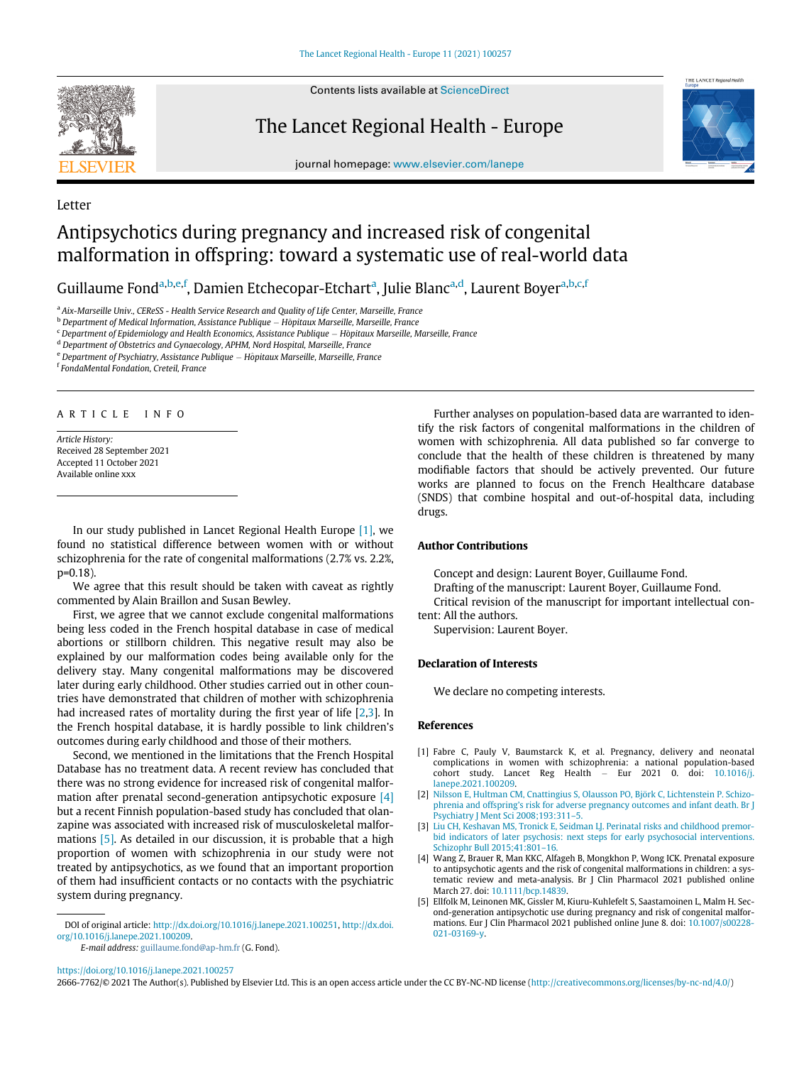Letter

# Antipsychotics during pregnancy and increased risk of congenital malformation in offspring: toward a systematic use of real-world data

Guillaume Fond[a,b,e,f], Damien Etchecopar-Etchart[a], Julie Blanc[a,d], Laurent Boyer[a,b,c,f]

[a] *Aix-Marseille Univ., CEReSS - Health Service Research and Quality of Life Center, Marseille, France*
[b] *Department of Medical Information, Assistance Publique — Hôpitaux Marseille, Marseille, France*
[c] *Department of Epidemiology and Health Economics, Assistance Publique — Hôpitaux Marseille, Marseille, France*
[d] *Department of Obstetrics and Gynaecology, APHM, Nord Hospital, Marseille, France*
[e] *Department of Psychiatry, Assistance Publique — Hôpitaux Marseille, Marseille, France*
[f] *FondaMental Fondation, Creteil, France*

ARTICLE INFO

*Article History:*
Received 28 September 2021
Accepted 11 October 2021
Available online xxx

In our study published in Lancet Regional Health Europe [1], we found no statistical difference between women with or without schizophrenia for the rate of congenital malformations (2.7% vs. 2.2%, p=0.18).

We agree that this result should be taken with caveat as rightly commented by Alain Braillon and Susan Bewley.

First, we agree that we cannot exclude congenital malformations being less coded in the French hospital database in case of medical abortions or stillborn children. This negative result may also be explained by our malformation codes being available only for the delivery stay. Many congenital malformations may be discovered later during early childhood. Other studies carried out in other countries have demonstrated that children of mother with schizophrenia had increased rates of mortality during the first year of life [2,3]. In the French hospital database, it is hardly possible to link children's outcomes during early childhood and those of their mothers.

Second, we mentioned in the limitations that the French Hospital Database has no treatment data. A recent review has concluded that there was no strong evidence for increased risk of congenital malformation after prenatal second-generation antipsychotic exposure [4] but a recent Finnish population-based study has concluded that olanzapine was associated with increased risk of musculoskeletal malformations [5]. As detailed in our discussion, it is probable that a high proportion of women with schizophrenia in our study were not treated by antipsychotics, as we found that an important proportion of them had insufficient contacts or no contacts with the psychiatric system during pregnancy.

Further analyses on population-based data are warranted to identify the risk factors of congenital malformations in the children of women with schizophrenia. All data published so far converge to conclude that the health of these children is threatened by many modifiable factors that should be actively prevented. Our future works are planned to focus on the French Healthcare database (SNDS) that combine hospital and out-of-hospital data, including drugs.

## Author Contributions

Concept and design: Laurent Boyer, Guillaume Fond.

Drafting of the manuscript: Laurent Boyer, Guillaume Fond.

Critical revision of the manuscript for important intellectual content: All the authors.

Supervision: Laurent Boyer.

## Declaration of Interests

We declare no competing interests.

## References

[1] Fabre C, Pauly V, Baumstarck K, et al. Pregnancy, delivery and neonatal complications in women with schizophrenia: a national population-based cohort study. Lancet Reg Health – Eur 2021 0. doi: 10.1016/j.lanepe.2021.100209.

[2] Nilsson E, Hultman CM, Cnattingius S, Olausson PO, Björk C, Lichtenstein P. Schizophrenia and offspring's risk for adverse pregnancy outcomes and infant death. Br J Psychiatry J Ment Sci 2008;193:311–5.

[3] Liu CH, Keshavan MS, Tronick E, Seidman LJ. Perinatal risks and childhood premorbid indicators of later psychosis: next steps for early psychosocial interventions. Schizophr Bull 2015;41:801–16.

[4] Wang Z, Brauer R, Man KKC, Alfageh B, Mongkhon P, Wong ICK. Prenatal exposure to antipsychotic agents and the risk of congenital malformations in children: a systematic review and meta-analysis. Br J Clin Pharmacol 2021 published online March 27. doi: 10.1111/bcp.14839.

[5] Ellfolk M, Leinonen MK, Gissler M, Kiuru-Kuhlefelt S, Saastamoinen L, Malm H. Second-generation antipsychotic use during pregnancy and risk of congenital malformations. Eur J Clin Pharmacol 2021 published online June 8. doi: 10.1007/s00228-021-03169-y.

DOI of original article: http://dx.doi.org/10.1016/j.lanepe.2021.100251, http://dx.doi.org/10.1016/j.lanepe.2021.100209.

*E-mail address:* guillaume.fond@ap-hm.fr (G. Fond).

https://doi.org/10.1016/j.lanepe.2021.100257

2666-7762/© 2021 The Author(s). Published by Elsevier Ltd. This is an open access article under the CC BY-NC-ND license (http://creativecommons.org/licenses/by-nc-nd/4.0/)